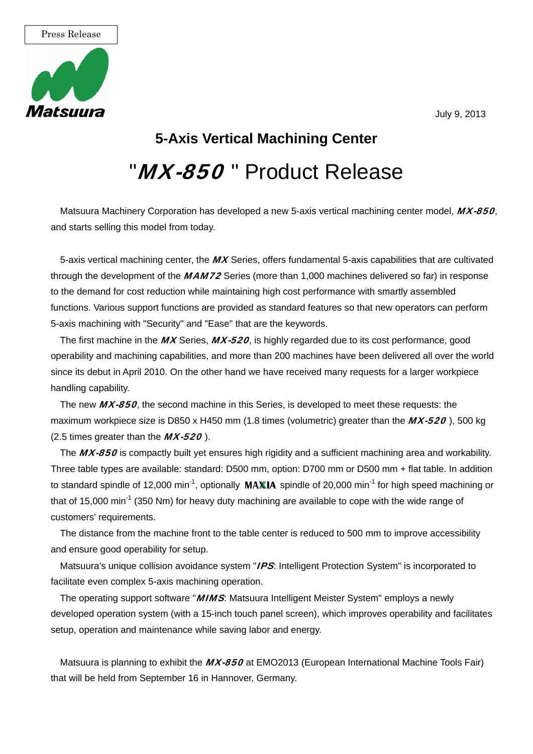Press Release

Matsuura

July 9, 2013

## 5-Axis Vertical Machining Center

# "***MX-850***" Product Release

Matsuura Machinery Corporation has developed a new 5-axis vertical machining center model, ***MX-850***, and starts selling this model from today.

5-axis vertical machining center, the ***MX*** Series, offers fundamental 5-axis capabilities that are cultivated through the development of the ***MAM72*** Series (more than 1,000 machines delivered so far) in response to the demand for cost reduction while maintaining high cost performance with smartly assembled functions. Various support functions are provided as standard features so that new operators can perform 5-axis machining with "Security" and "Ease" that are the keywords.

The first machine in the ***MX*** Series, ***MX-520***, is highly regarded due to its cost performance, good operability and machining capabilities, and more than 200 machines have been delivered all over the world since its debut in April 2010. On the other hand we have received many requests for a larger workpiece handling capability.

The new ***MX-850***, the second machine in this Series, is developed to meet these requests: the maximum workpiece size is D850 x H450 mm (1.8 times (volumetric) greater than the ***MX-520***), 500 kg (2.5 times greater than the ***MX-520***).

The ***MX-850*** is compactly built yet ensures high rigidity and a sufficient machining area and workability. Three table types are available: standard: D500 mm, option: D700 mm or D500 mm + flat table. In addition to standard spindle of 12,000 $min^{-1}$, optionally **MAXIA** spindle of 20,000 $min^{-1}$ for high speed machining or that of 15,000 $min^{-1}$ (350 Nm) for heavy duty machining are available to cope with the wide range of customers' requirements.

The distance from the machine front to the table center is reduced to 500 mm to improve accessibility and ensure good operability for setup.

Matsuura's unique collision avoidance system "***IPS***: Intelligent Protection System" is incorporated to facilitate even complex 5-axis machining operation.

The operating support software "***MIMS***: Matsuura Intelligent Meister System" employs a newly developed operation system (with a 15-inch touch panel screen), which improves operability and facilitates setup, operation and maintenance while saving labor and energy.

Matsuura is planning to exhibit the ***MX-850*** at EMO2013 (European International Machine Tools Fair) that will be held from September 16 in Hannover, Germany.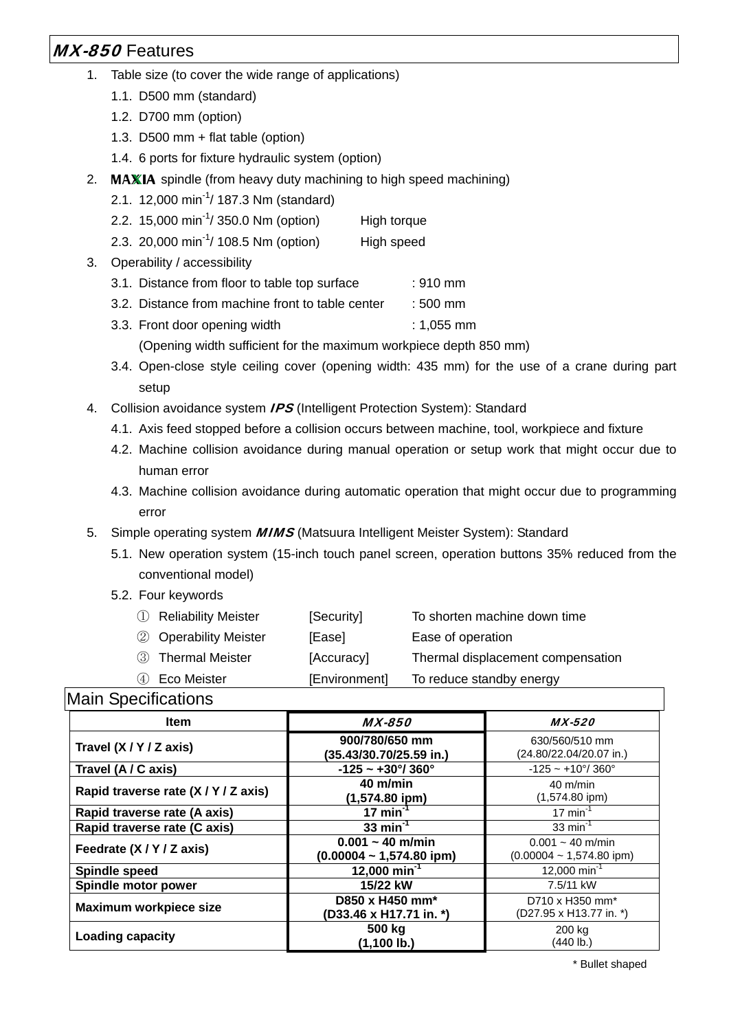## *MX-850* Features

1. Table size (to cover the wide range of applications)
   1.1. D500 mm (standard)
   1.2. D700 mm (option)
   1.3. D500 mm + flat table (option)
   1.4. 6 ports for fixture hydraulic system (option)
2. MAXIA spindle (from heavy duty machining to high speed machining)
   2.1. 12,000 $min^{-1}$/ 187.3 Nm (standard)
   2.2. 15,000 $min^{-1}$/ 350.0 Nm (option) High torque
   2.3. 20,000 $min^{-1}$/ 108.5 Nm (option) High speed
3. Operability / accessibility
   3.1. Distance from floor to table top surface : 910 mm
   3.2. Distance from machine front to table center : 500 mm
   3.3. Front door opening width : 1,055 mm
   (Opening width sufficient for the maximum workpiece depth 850 mm)
   3.4. Open-close style ceiling cover (opening width: 435 mm) for the use of a crane during part setup
4. Collision avoidance system *IPS* (Intelligent Protection System): Standard
   4.1. Axis feed stopped before a collision occurs between machine, tool, workpiece and fixture
   4.2. Machine collision avoidance during manual operation or setup work that might occur due to human error
   4.3. Machine collision avoidance during automatic operation that might occur due to programming error
5. Simple operating system *MIMS* (Matsuura Intelligent Meister System): Standard
   5.1. New operation system (15-inch touch panel screen, operation buttons 35% reduced from the conventional model)
   5.2. Four keywords
   ① Reliability Meister [Security] To shorten machine down time
   ② Operability Meister [Ease] Ease of operation
   ③ Thermal Meister [Accuracy] Thermal displacement compensation
   ④ Eco Meister [Environment] To reduce standby energy

## Main Specifications

| Item | *MX-850* | *MX-520* |
|---|---|---|
| **Travel (X / Y / Z axis)** | **900/780/650 mm (35.43/30.70/25.59 in.)** | 630/560/510 mm (24.80/22.04/20.07 in.) |
| **Travel (A / C axis)** | **-125 ~ +30°/ 360°** | -125 ~ +10°/ 360° |
| **Rapid traverse rate (X / Y / Z axis)** | **40 m/min (1,574.80 ipm)** | 40 m/min (1,574.80 ipm) |
| **Rapid traverse rate (A axis)** | **17 $min^{-1}$** | 17 $min^{-1}$ |
| **Rapid traverse rate (C axis)** | **33 $min^{-1}$** | 33 $min^{-1}$ |
| **Feedrate (X / Y / Z axis)** | **0.001 ~ 40 m/min (0.00004 ~ 1,574.80 ipm)** | 0.001 ~ 40 m/min (0.00004 ~ 1,574.80 ipm) |
| **Spindle speed** | **12,000 $min^{-1}$** | 12,000 $min^{-1}$ |
| **Spindle motor power** | **15/22 kW** | 7.5/11 kW |
| **Maximum workpiece size** | **D850 x H450 mm* (D33.46 x H17.71 in. *)** | D710 x H350 mm* (D27.95 x H13.77 in. *) |
| **Loading capacity** | **500 kg (1,100 lb.)** | 200 kg (440 lb.) |

\* Bullet shaped